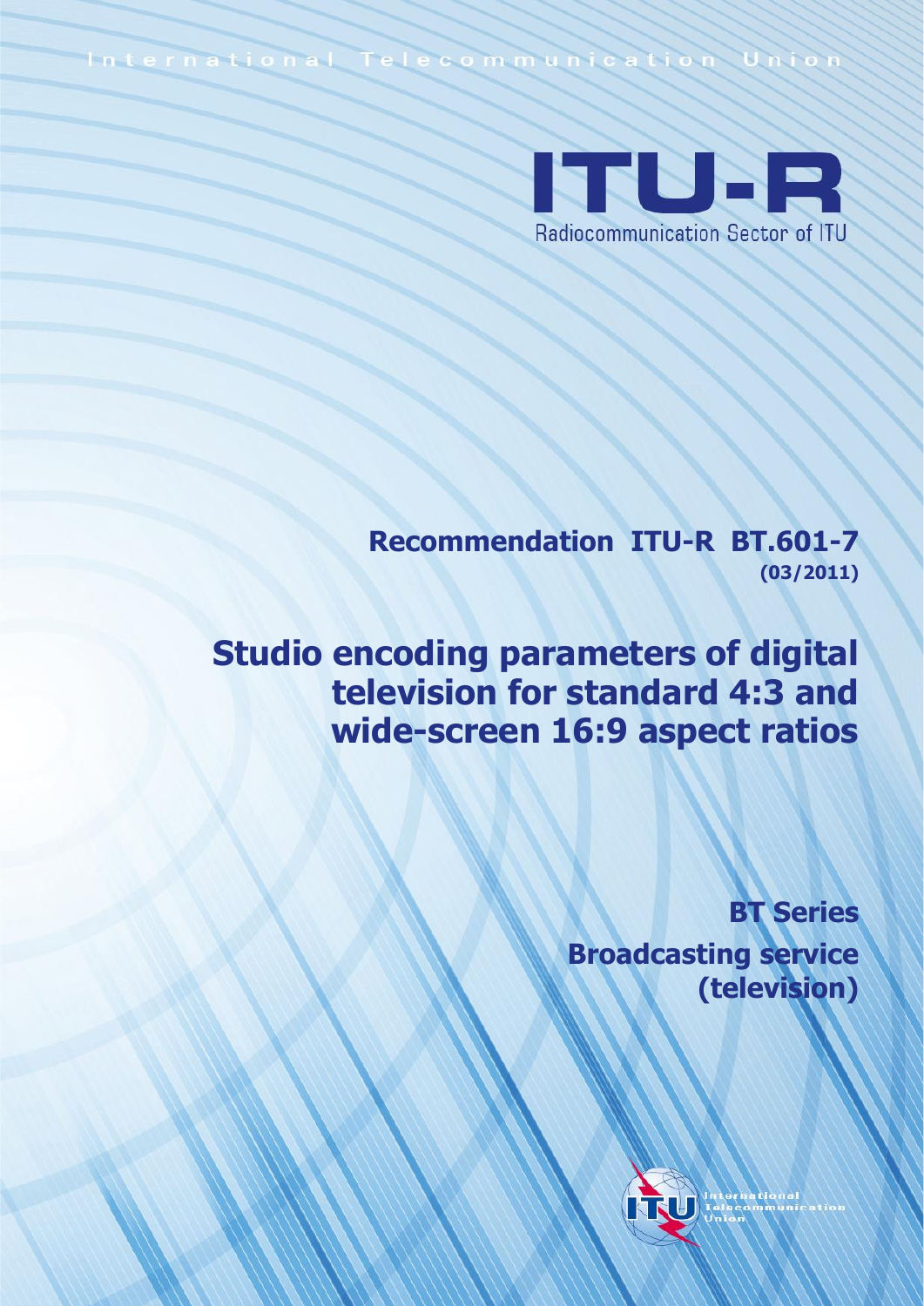International Telecommunication Union

ITU-R

Radiocommunication Sector of ITU

**Recommendation ITU-R BT.601-7**
**(03/2011)**

# Studio encoding parameters of digital television for standard 4:3 and wide-screen 16:9 aspect ratios

**BT Series**
**Broadcasting service**
**(television)**

International Telecommunication Union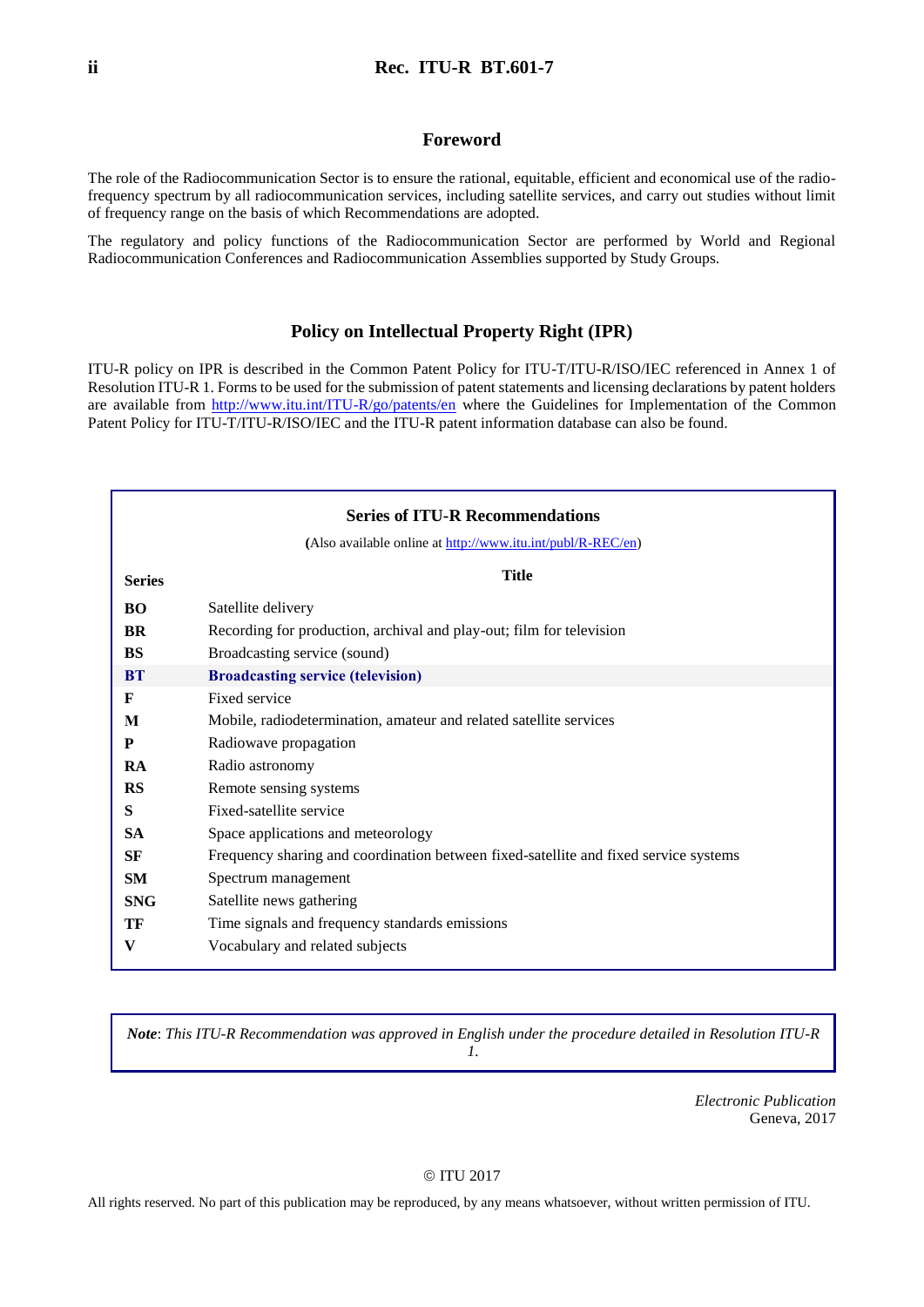## Foreword

The role of the Radiocommunication Sector is to ensure the rational, equitable, efficient and economical use of the radio-frequency spectrum by all radiocommunication services, including satellite services, and carry out studies without limit of frequency range on the basis of which Recommendations are adopted.

The regulatory and policy functions of the Radiocommunication Sector are performed by World and Regional Radiocommunication Conferences and Radiocommunication Assemblies supported by Study Groups.

## Policy on Intellectual Property Right (IPR)

ITU-R policy on IPR is described in the Common Patent Policy for ITU-T/ITU-R/ISO/IEC referenced in Annex 1 of Resolution ITU-R 1. Forms to be used for the submission of patent statements and licensing declarations by patent holders are available from http://www.itu.int/ITU-R/go/patents/en where the Guidelines for Implementation of the Common Patent Policy for ITU-T/ITU-R/ISO/IEC and the ITU-R patent information database can also be found.

**Series of ITU-R Recommendations**

(Also available online at http://www.itu.int/publ/R-REC/en)

| Series | Title |
|---|---|
| **BO** | Satellite delivery |
| **BR** | Recording for production, archival and play-out; film for television |
| **BS** | Broadcasting service (sound) |
| **BT** | **Broadcasting service (television)** |
| **F** | Fixed service |
| **M** | Mobile, radiodetermination, amateur and related satellite services |
| **P** | Radiowave propagation |
| **RA** | Radio astronomy |
| **RS** | Remote sensing systems |
| **S** | Fixed-satellite service |
| **SA** | Space applications and meteorology |
| **SF** | Frequency sharing and coordination between fixed-satellite and fixed service systems |
| **SM** | Spectrum management |
| **SNG** | Satellite news gathering |
| **TF** | Time signals and frequency standards emissions |
| **V** | Vocabulary and related subjects |

***Note***: *This ITU-R Recommendation was approved in English under the procedure detailed in Resolution ITU-R 1.*

*Electronic Publication*
Geneva, 2017

© ITU 2017

All rights reserved. No part of this publication may be reproduced, by any means whatsoever, without written permission of ITU.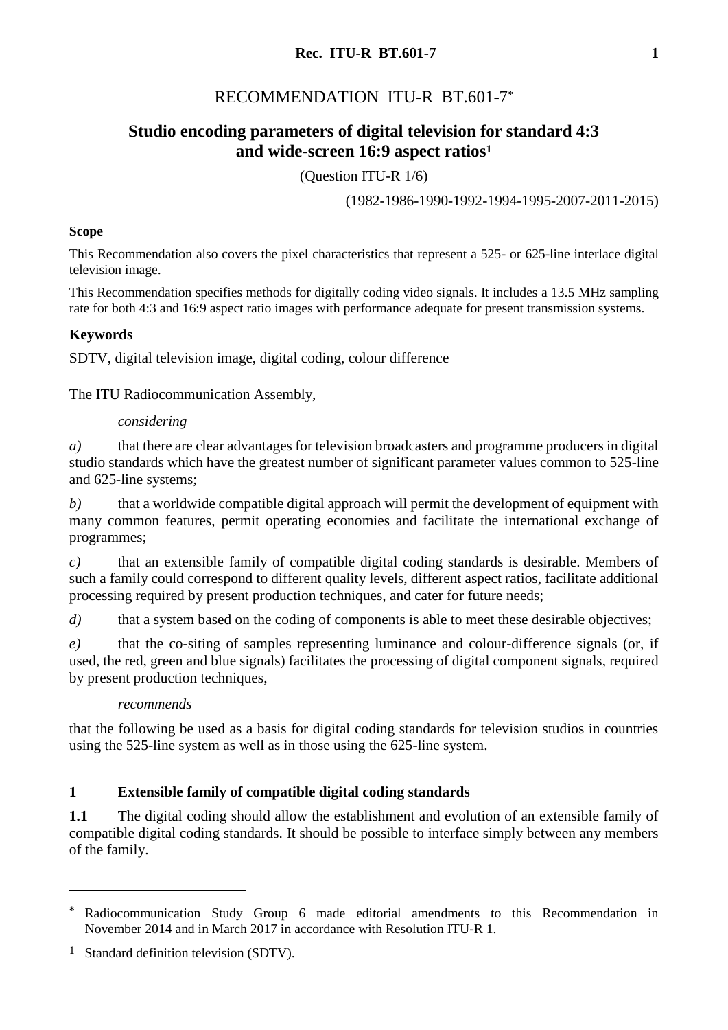# RECOMMENDATION ITU-R BT.601-7*

## Studio encoding parameters of digital television for standard 4:3 and wide-screen 16:9 aspect ratios[1]

(Question ITU-R 1/6)

(1982-1986-1990-1992-1994-1995-2007-2011-2015)

**Scope**

This Recommendation also covers the pixel characteristics that represent a 525- or 625-line interlace digital television image.

This Recommendation specifies methods for digitally coding video signals. It includes a 13.5 MHz sampling rate for both 4:3 and 16:9 aspect ratio images with performance adequate for present transmission systems.

**Keywords**

SDTV, digital television image, digital coding, colour difference

The ITU Radiocommunication Assembly,

*considering*

*a)* that there are clear advantages for television broadcasters and programme producers in digital studio standards which have the greatest number of significant parameter values common to 525-line and 625-line systems;

*b)* that a worldwide compatible digital approach will permit the development of equipment with many common features, permit operating economies and facilitate the international exchange of programmes;

*c)* that an extensible family of compatible digital coding standards is desirable. Members of such a family could correspond to different quality levels, different aspect ratios, facilitate additional processing required by present production techniques, and cater for future needs;

*d)* that a system based on the coding of components is able to meet these desirable objectives;

*e)* that the co-siting of samples representing luminance and colour-difference signals (or, if used, the red, green and blue signals) facilitates the processing of digital component signals, required by present production techniques,

*recommends*

that the following be used as a basis for digital coding standards for television studios in countries using the 525-line system as well as in those using the 625-line system.

## 1 Extensible family of compatible digital coding standards

**1.1** The digital coding should allow the establishment and evolution of an extensible family of compatible digital coding standards. It should be possible to interface simply between any members of the family.

---

* Radiocommunication Study Group 6 made editorial amendments to this Recommendation in November 2014 and in March 2017 in accordance with Resolution ITU-R 1.

[1] Standard definition television (SDTV).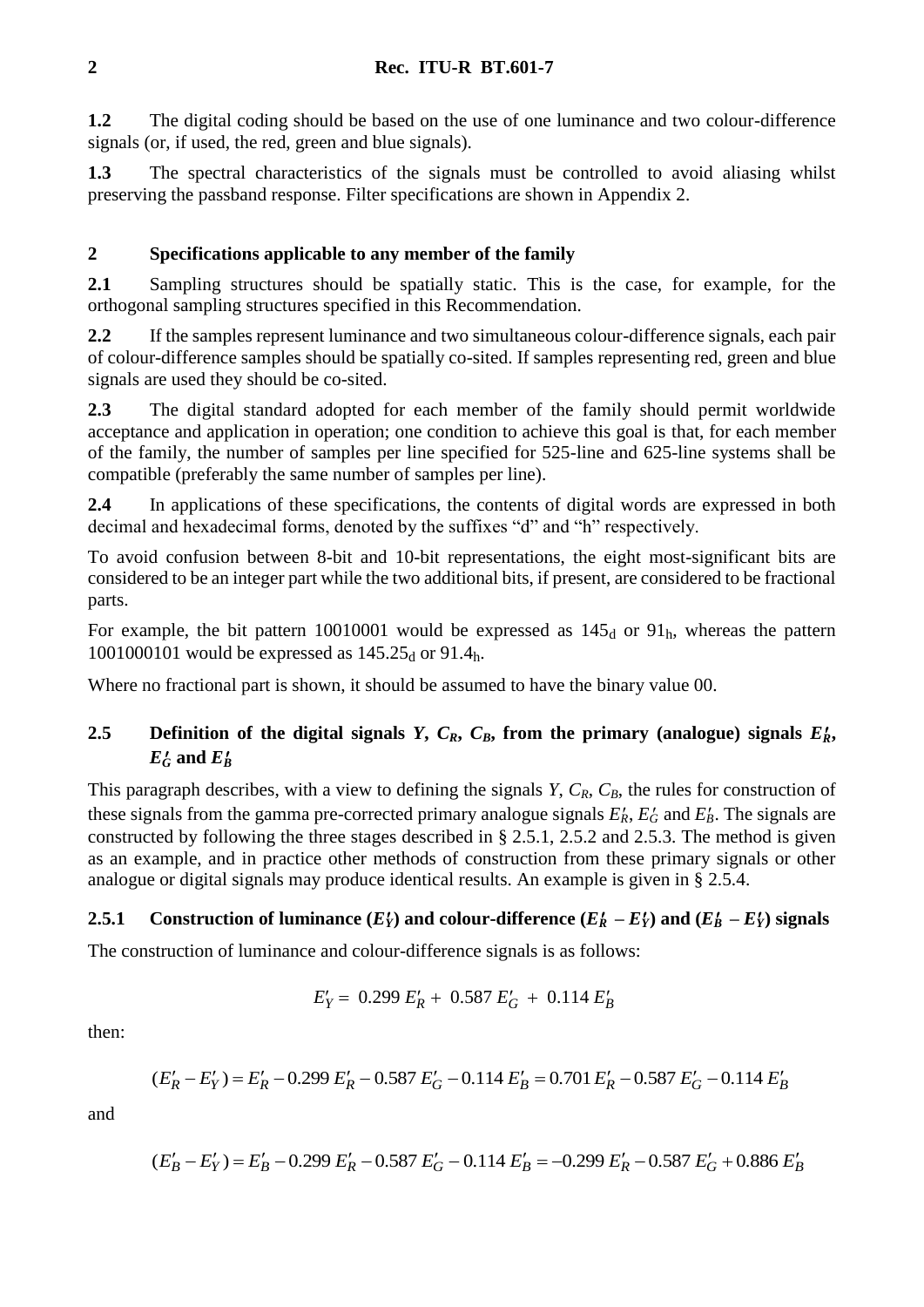**1.2** The digital coding should be based on the use of one luminance and two colour-difference signals (or, if used, the red, green and blue signals).

**1.3** The spectral characteristics of the signals must be controlled to avoid aliasing whilst preserving the passband response. Filter specifications are shown in Appendix 2.

## 2 Specifications applicable to any member of the family

**2.1** Sampling structures should be spatially static. This is the case, for example, for the orthogonal sampling structures specified in this Recommendation.

**2.2** If the samples represent luminance and two simultaneous colour-difference signals, each pair of colour-difference samples should be spatially co-sited. If samples representing red, green and blue signals are used they should be co-sited.

**2.3** The digital standard adopted for each member of the family should permit worldwide acceptance and application in operation; one condition to achieve this goal is that, for each member of the family, the number of samples per line specified for 525-line and 625-line systems shall be compatible (preferably the same number of samples per line).

**2.4** In applications of these specifications, the contents of digital words are expressed in both decimal and hexadecimal forms, denoted by the suffixes "d" and "h" respectively.

To avoid confusion between 8-bit and 10-bit representations, the eight most-significant bits are considered to be an integer part while the two additional bits, if present, are considered to be fractional parts.

For example, the bit pattern 10010001 would be expressed as $145_d$ or $91_h$, whereas the pattern 1001000101 would be expressed as $145.25_d$ or $91.4_h$.

Where no fractional part is shown, it should be assumed to have the binary value 00.

### 2.5 Definition of the digital signals $Y$, $C_R$, $C_B$, from the primary (analogue) signals $E'_R$, $E'_G$ and $E'_B$

This paragraph describes, with a view to defining the signals $Y$, $C_R$, $C_B$, the rules for construction of these signals from the gamma pre-corrected primary analogue signals $E'_R$, $E'_G$ and $E'_B$. The signals are constructed by following the three stages described in § 2.5.1, 2.5.2 and 2.5.3. The method is given as an example, and in practice other methods of construction from these primary signals or other analogue or digital signals may produce identical results. An example is given in § 2.5.4.

#### 2.5.1 Construction of luminance ($E'_Y$) and colour-difference ($E'_R - E'_Y$) and ($E'_B - E'_Y$) signals

The construction of luminance and colour-difference signals is as follows:

$$E'_Y = 0.299\, E'_R + 0.587\, E'_G + 0.114\, E'_B$$

then:

$$(E'_R - E'_Y) = E'_R - 0.299\, E'_R - 0.587\, E'_G - 0.114\, E'_B = 0.701\, E'_R - 0.587\, E'_G - 0.114\, E'_B$$

and

$$(E'_B - E'_Y) = E'_B - 0.299\, E'_R - 0.587\, E'_G - 0.114\, E'_B = -0.299\, E'_R - 0.587\, E'_G + 0.886\, E'_B$$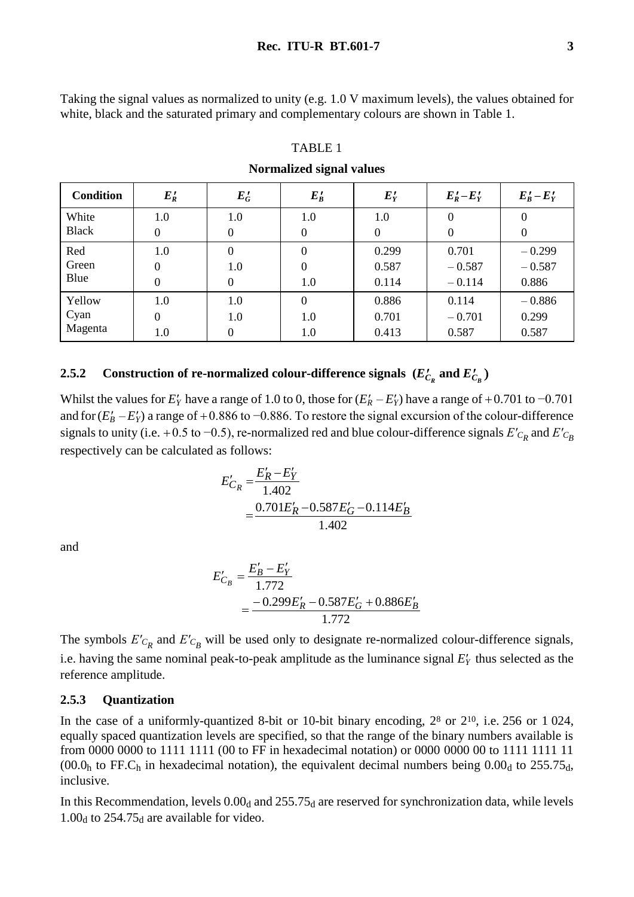Taking the signal values as normalized to unity (e.g. 1.0 V maximum levels), the values obtained for white, black and the saturated primary and complementary colours are shown in Table 1.

TABLE 1

**Normalized signal values**

| Condition | $E'_R$ | $E'_G$ | $E'_B$ | $E'_Y$ | $E'_R - E'_Y$ | $E'_B - E'_Y$ |
|---|---|---|---|---|---|---|
| White | 1.0 | 1.0 | 1.0 | 1.0 | 0 | 0 |
| Black | 0 | 0 | 0 | 0 | 0 | 0 |
| Red | 1.0 | 0 | 0 | 0.299 | 0.701 | – 0.299 |
| Green | 0 | 1.0 | 0 | 0.587 | – 0.587 | – 0.587 |
| Blue | 0 | 0 | 1.0 | 0.114 | – 0.114 | 0.886 |
| Yellow | 1.0 | 1.0 | 0 | 0.886 | 0.114 | – 0.886 |
| Cyan | 0 | 1.0 | 1.0 | 0.701 | – 0.701 | 0.299 |
| Magenta | 1.0 | 0 | 1.0 | 0.413 | 0.587 | 0.587 |

### 2.5.2 Construction of re-normalized colour-difference signals ($E'_{C_R}$ and $E'_{C_B}$)

Whilst the values for $E'_Y$ have a range of 1.0 to 0, those for $(E'_R - E'_Y)$ have a range of $+0.701$ to $-0.701$ and for $(E'_B - E'_Y)$ a range of $+0.886$ to $-0.886$. To restore the signal excursion of the colour-difference signals to unity (i.e. $+0.5$ to $-0.5$), re-normalized red and blue colour-difference signals $E'_{C_R}$ and $E'_{C_B}$ respectively can be calculated as follows:

$$E'_{C_R} = \frac{E'_R - E'_Y}{1.402} = \frac{0.701E'_R - 0.587E'_G - 0.114E'_B}{1.402}$$

and

$$E'_{C_B} = \frac{E'_B - E'_Y}{1.772} = \frac{-0.299E'_R - 0.587E'_G + 0.886E'_B}{1.772}$$

The symbols $E'_{C_R}$ and $E'_{C_B}$ will be used only to designate re-normalized colour-difference signals, i.e. having the same nominal peak-to-peak amplitude as the luminance signal $E'_Y$ thus selected as the reference amplitude.

### 2.5.3 Quantization

In the case of a uniformly-quantized 8-bit or 10-bit binary encoding, $2^8$ or $2^{10}$, i.e. 256 or 1 024, equally spaced quantization levels are specified, so that the range of the binary numbers available is from 0000 0000 to 1111 1111 (00 to FF in hexadecimal notation) or 0000 0000 00 to 1111 1111 11 ($00.0_h$ to $FF.C_h$ in hexadecimal notation), the equivalent decimal numbers being $0.00_d$ to $255.75_d$, inclusive.

In this Recommendation, levels $0.00_d$ and $255.75_d$ are reserved for synchronization data, while levels $1.00_d$ to $254.75_d$ are available for video.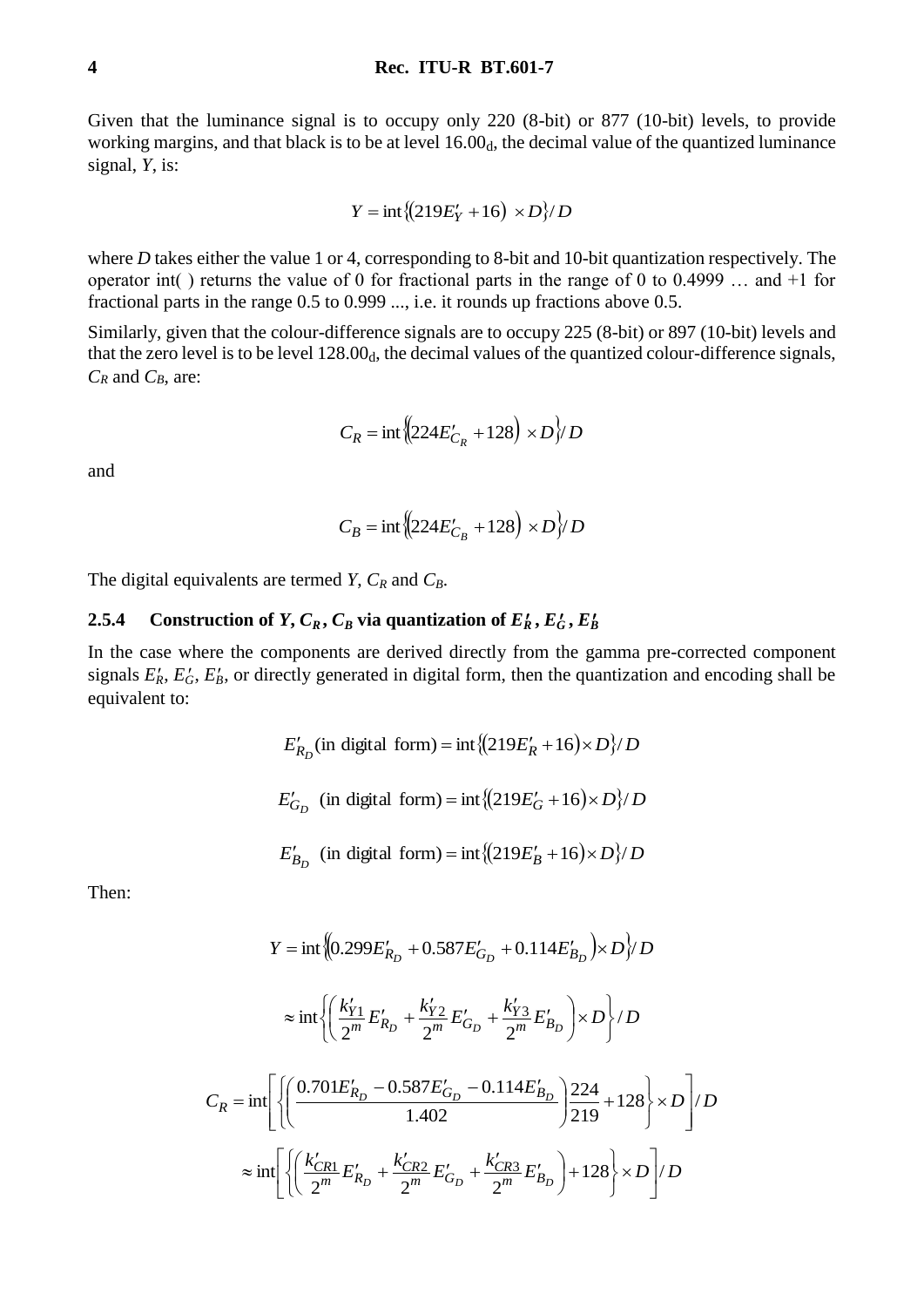Given that the luminance signal is to occupy only 220 (8-bit) or 877 (10-bit) levels, to provide working margins, and that black is to be at level $16.00_d$, the decimal value of the quantized luminance signal, $Y$, is:

$$Y = \mathrm{int}\{(219E'_Y + 16) \times D\}/D$$

where $D$ takes either the value 1 or 4, corresponding to 8-bit and 10-bit quantization respectively. The operator int( ) returns the value of 0 for fractional parts in the range of 0 to 0.4999 … and +1 for fractional parts in the range 0.5 to 0.999 ..., i.e. it rounds up fractions above 0.5.

Similarly, given that the colour-difference signals are to occupy 225 (8-bit) or 897 (10-bit) levels and that the zero level is to be level $128.00_d$, the decimal values of the quantized colour-difference signals, $C_R$ and $C_B$, are:

$$C_R = \mathrm{int}\{(224E'_{C_R} + 128) \times D\}/D$$

and

$$C_B = \mathrm{int}\{(224E'_{C_B} + 128) \times D\}/D$$

The digital equivalents are termed $Y$, $C_R$ and $C_B$.

### 2.5.4 Construction of $Y$, $C_R$, $C_B$ via quantization of $E'_R$, $E'_G$, $E'_B$

In the case where the components are derived directly from the gamma pre-corrected component signals $E'_R$, $E'_G$, $E'_B$, or directly generated in digital form, then the quantization and encoding shall be equivalent to:

$$E'_{R_D} \text{ (in digital form)} = \mathrm{int}\{(219E'_R + 16) \times D\}/D$$

$$E'_{G_D} \text{ (in digital form)} = \mathrm{int}\{(219E'_G + 16) \times D\}/D$$

$$E'_{B_D} \text{ (in digital form)} = \mathrm{int}\{(219E'_B + 16) \times D\}/D$$

Then:

$$Y = \mathrm{int}\{(0.299E'_{R_D} + 0.587E'_{G_D} + 0.114E'_{B_D}) \times D\}/D$$

$$\approx \mathrm{int}\left\{\left(\frac{k'_{Y1}}{2^m}E'_{R_D} + \frac{k'_{Y2}}{2^m}E'_{G_D} + \frac{k'_{Y3}}{2^m}E'_{B_D}\right) \times D\right\}/D$$

$$C_R = \mathrm{int}\left[\left\{\left(\frac{0.701E'_{R_D} - 0.587E'_{G_D} - 0.114E'_{B_D}}{1.402}\right)\frac{224}{219} + 128\right\} \times D\right]/D$$

$$\approx \mathrm{int}\left[\left\{\left(\frac{k'_{CR1}}{2^m}E'_{R_D} + \frac{k'_{CR2}}{2^m}E'_{G_D} + \frac{k'_{CR3}}{2^m}E'_{B_D}\right) + 128\right\} \times D\right]/D$$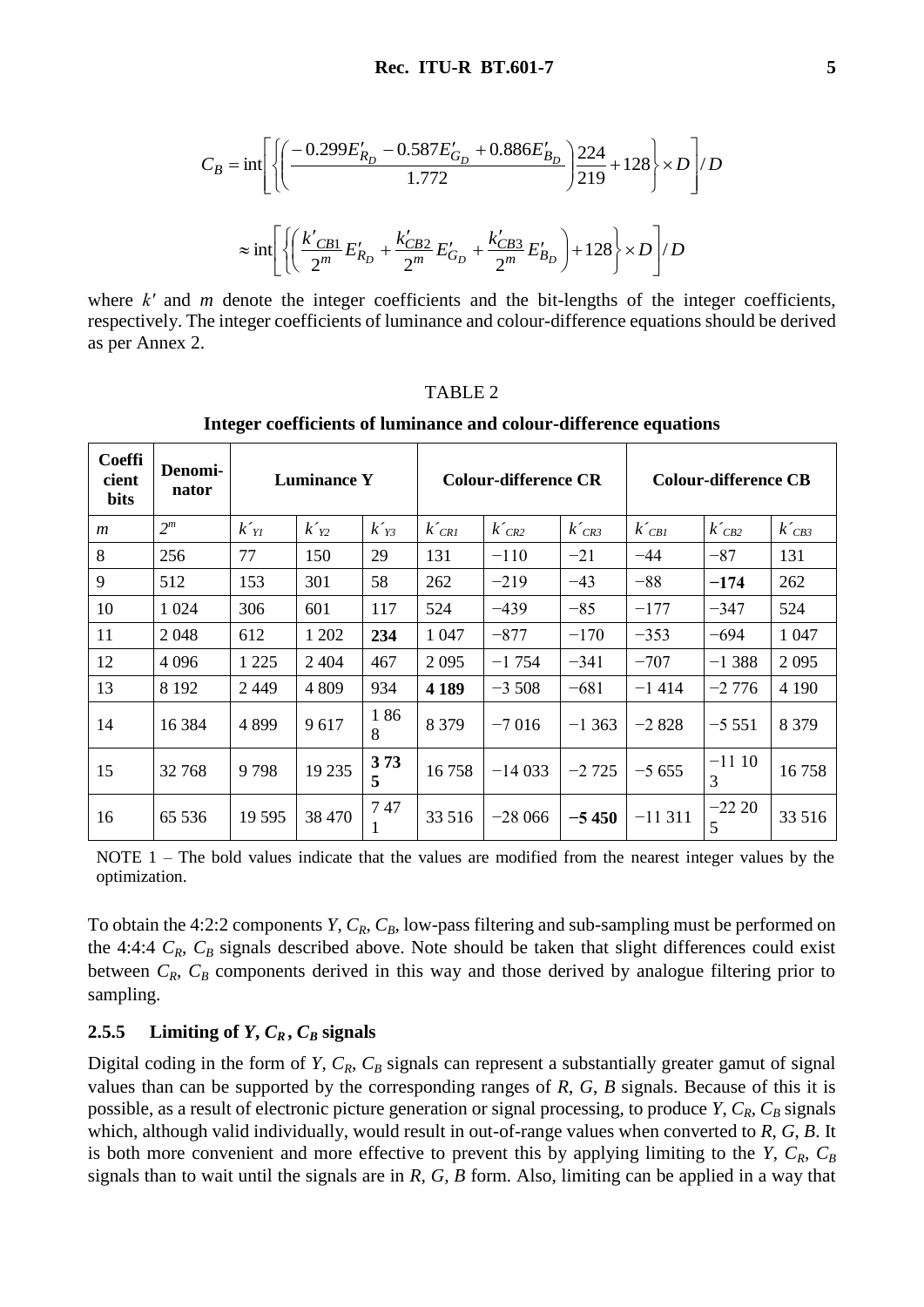$$C_B = \text{int}\left[\left\{\left(\frac{-0.299E'_{R_D} - 0.587E'_{G_D} + 0.886E'_{B_D}}{1.772}\right)\frac{224}{219} + 128\right\} \times D\right] / D$$

$$\approx \text{int}\left[\left\{\left(\frac{k'_{CB1}}{2^m}E'_{R_D} + \frac{k'_{CB2}}{2^m}E'_{G_D} + \frac{k'_{CB3}}{2^m}E'_{B_D}\right) + 128\right\} \times D\right] / D$$

where $k'$ and $m$ denote the integer coefficients and the bit-lengths of the integer coefficients, respectively. The integer coefficients of luminance and colour-difference equations should be derived as per Annex 2.

TABLE 2

**Integer coefficients of luminance and colour-difference equations**

| Coefficient bits | Denominator | Luminance Y | | | Colour-difference CR | | | Colour-difference CB | | |
|---|---|---|---|---|---|---|---|---|---|---|
| $m$ | $2^m$ | $k'_{Y1}$ | $k'_{Y2}$ | $k'_{Y3}$ | $k'_{CR1}$ | $k'_{CR2}$ | $k'_{CR3}$ | $k'_{CB1}$ | $k'_{CB2}$ | $k'_{CB3}$ |
| 8 | 256 | 77 | 150 | 29 | 131 | −110 | −21 | −44 | −87 | 131 |
| 9 | 512 | 153 | 301 | 58 | 262 | −219 | −43 | −88 | **−174** | 262 |
| 10 | 1 024 | 306 | 601 | 117 | 524 | −439 | −85 | −177 | −347 | 524 |
| 11 | 2 048 | 612 | 1 202 | **234** | 1 047 | −877 | −170 | −353 | −694 | 1 047 |
| 12 | 4 096 | 1 225 | 2 404 | 467 | 2 095 | −1 754 | −341 | −707 | −1 388 | 2 095 |
| 13 | 8 192 | 2 449 | 4 809 | 934 | **4 189** | −3 508 | −681 | −1 414 | −2 776 | 4 190 |
| 14 | 16 384 | 4 899 | 9 617 | 1 868 | 8 379 | −7 016 | −1 363 | −2 828 | −5 551 | 8 379 |
| 15 | 32 768 | 9 798 | 19 235 | **3 735** | 16 758 | −14 033 | −2 725 | −5 655 | −11 103 | 16 758 |
| 16 | 65 536 | 19 595 | 38 470 | 7 471 | 33 516 | −28 066 | **−5 450** | −11 311 | −22 205 | 33 516 |

NOTE 1 – The bold values indicate that the values are modified from the nearest integer values by the optimization.

To obtain the 4:2:2 components $Y$, $C_R$, $C_B$, low-pass filtering and sub-sampling must be performed on the 4:4:4 $C_R$, $C_B$ signals described above. Note should be taken that slight differences could exist between $C_R$, $C_B$ components derived in this way and those derived by analogue filtering prior to sampling.

### 2.5.5 Limiting of $Y$, $C_R$, $C_B$ signals

Digital coding in the form of $Y$, $C_R$, $C_B$ signals can represent a substantially greater gamut of signal values than can be supported by the corresponding ranges of $R$, $G$, $B$ signals. Because of this it is possible, as a result of electronic picture generation or signal processing, to produce $Y$, $C_R$, $C_B$ signals which, although valid individually, would result in out-of-range values when converted to $R$, $G$, $B$. It is both more convenient and more effective to prevent this by applying limiting to the $Y$, $C_R$, $C_B$ signals than to wait until the signals are in $R$, $G$, $B$ form. Also, limiting can be applied in a way that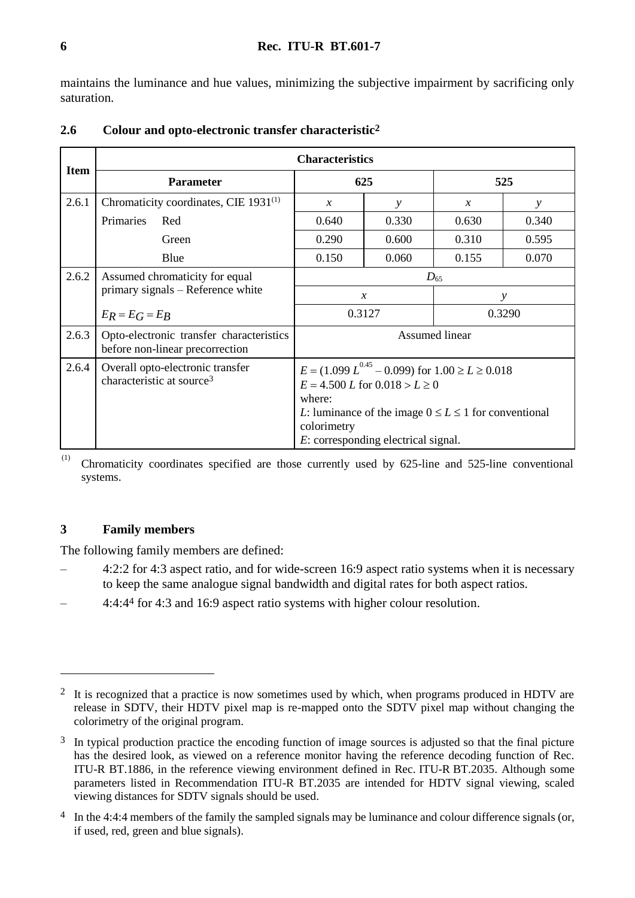maintains the luminance and hue values, minimizing the subjective impairment by sacrificing only saturation.

## 2.6 Colour and opto-electronic transfer characteristic[2]

| Item | Characteristics | | | | |
|---|---|---|---|---|---|
| | **Parameter** | **625** | | **525** | |
| 2.6.1 | Chromaticity coordinates, CIE 1931[(1)] | $x$ | $y$ | $x$ | $y$ |
| | Primaries Red | 0.640 | 0.330 | 0.630 | 0.340 |
| | Green | 0.290 | 0.600 | 0.310 | 0.595 |
| | Blue | 0.150 | 0.060 | 0.155 | 0.070 |
| 2.6.2 | Assumed chromaticity for equal primary signals – Reference white | $D_{65}$ | | | |
| | | $x$ | | $y$ | |
| | $E_R = E_G = E_B$ | 0.3127 | | 0.3290 | |
| 2.6.3 | Opto-electronic transfer characteristics before non-linear precorrection | Assumed linear | | | |
| 2.6.4 | Overall opto-electronic transfer characteristic at source[3] | $E = (1.099\, L^{0.45} - 0.099)$ for $1.00 \geq L \geq 0.018$<br>$E = 4.500\, L$ for $0.018 > L \geq 0$<br>where:<br>$L$: luminance of the image $0 \leq L \leq 1$ for conventional colorimetry<br>$E$: corresponding electrical signal. | | | |

(1) Chromaticity coordinates specified are those currently used by 625-line and 525-line conventional systems.

## 3 Family members

The following family members are defined:

– 4:2:2 for 4:3 aspect ratio, and for wide-screen 16:9 aspect ratio systems when it is necessary to keep the same analogue signal bandwidth and digital rates for both aspect ratios.

– 4:4:4[4] for 4:3 and 16:9 aspect ratio systems with higher colour resolution.

---

[2] It is recognized that a practice is now sometimes used by which, when programs produced in HDTV are release in SDTV, their HDTV pixel map is re-mapped onto the SDTV pixel map without changing the colorimetry of the original program.

[3] In typical production practice the encoding function of image sources is adjusted so that the final picture has the desired look, as viewed on a reference monitor having the reference decoding function of Rec. ITU-R BT.1886, in the reference viewing environment defined in Rec. ITU-R BT.2035. Although some parameters listed in Recommendation ITU-R BT.2035 are intended for HDTV signal viewing, scaled viewing distances for SDTV signals should be used.

[4] In the 4:4:4 members of the family the sampled signals may be luminance and colour difference signals (or, if used, red, green and blue signals).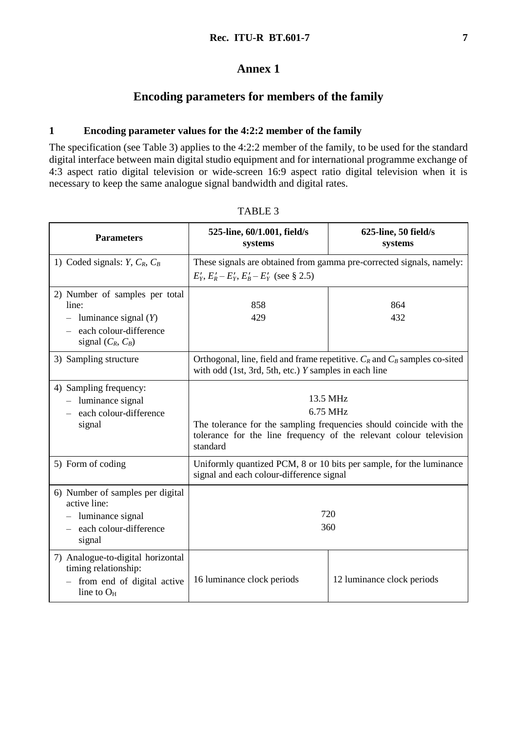# Annex 1

## Encoding parameters for members of the family

### 1 Encoding parameter values for the 4:2:2 member of the family

The specification (see Table 3) applies to the 4:2:2 member of the family, to be used for the standard digital interface between main digital studio equipment and for international programme exchange of 4:3 aspect ratio digital television or wide-screen 16:9 aspect ratio digital television when it is necessary to keep the same analogue signal bandwidth and digital rates.

TABLE 3

| Parameters | 525-line, 60/1.001, field/s systems | 625-line, 50 field/s systems |
|---|---|---|
| 1) Coded signals: $Y$, $C_R$, $C_B$ | These signals are obtained from gamma pre-corrected signals, namely: $E'_Y$, $E'_R - E'_Y$, $E'_B - E'_Y$ (see § 2.5) | |
| 2) Number of samples per total line:<br>– luminance signal ($Y$)<br>– each colour-difference signal ($C_R$, $C_B$) | 858<br>429 | 864<br>432 |
| 3) Sampling structure | Orthogonal, line, field and frame repetitive. $C_R$ and $C_B$ samples co-sited with odd (1st, 3rd, 5th, etc.) $Y$ samples in each line | |
| 4) Sampling frequency:<br>– luminance signal<br>– each colour-difference signal | 13.5 MHz<br>6.75 MHz<br>The tolerance for the sampling frequencies should coincide with the tolerance for the line frequency of the relevant colour television standard | |
| 5) Form of coding | Uniformly quantized PCM, 8 or 10 bits per sample, for the luminance signal and each colour-difference signal | |
| 6) Number of samples per digital active line:<br>– luminance signal<br>– each colour-difference signal | 720<br>360 | |
| 7) Analogue-to-digital horizontal timing relationship:<br>– from end of digital active line to $O_H$ | 16 luminance clock periods | 12 luminance clock periods |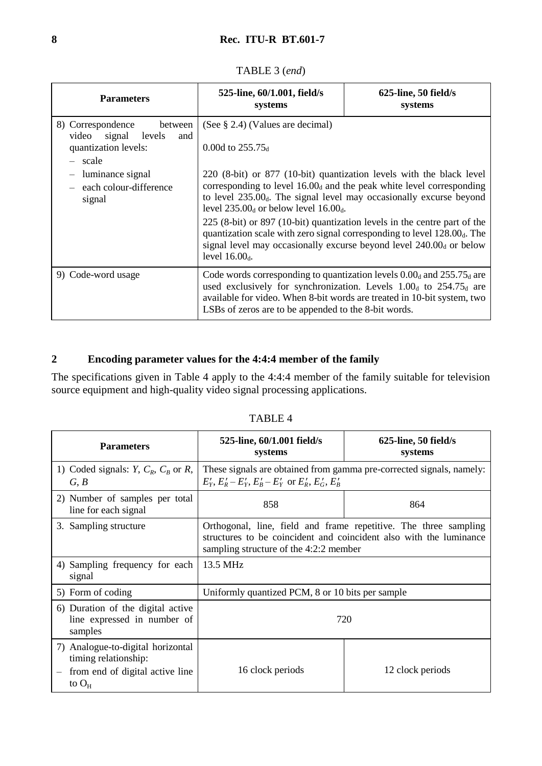TABLE 3 (*end*)

| Parameters | 525-line, 60/1.001, field/s systems | 625-line, 50 field/s systems |
|---|---|---|
| 8) Correspondence between video signal levels and quantization levels:<br>– scale<br>– luminance signal<br>– each colour-difference signal | (See § 2.4) (Values are decimal)<br>0.00d to $255.75_d$<br>220 (8-bit) or 877 (10-bit) quantization levels with the black level corresponding to level $16.00_d$ and the peak white level corresponding to level $235.00_d$. The signal level may occasionally excurse beyond level $235.00_d$ or below level $16.00_d$.<br>225 (8-bit) or 897 (10-bit) quantization levels in the centre part of the quantization scale with zero signal corresponding to level $128.00_d$. The signal level may occasionally excurse beyond level $240.00_d$ or below level $16.00_d$. | |
| 9) Code-word usage | Code words corresponding to quantization levels $0.00_d$ and $255.75_d$ are used exclusively for synchronization. Levels $1.00_d$ to $254.75_d$ are available for video. When 8-bit words are treated in 10-bit system, two LSBs of zeros are to be appended to the 8-bit words. | |

## 2 Encoding parameter values for the 4:4:4 member of the family

The specifications given in Table 4 apply to the 4:4:4 member of the family suitable for television source equipment and high-quality video signal processing applications.

TABLE 4

| Parameters | 525-line, 60/1.001 field/s systems | 625-line, 50 field/s systems |
|---|---|---|
| 1) Coded signals: $Y$, $C_R$, $C_B$ or $R$, $G$, $B$ | These signals are obtained from gamma pre-corrected signals, namely: $E'_Y$, $E'_R - E'_Y$, $E'_B - E'_Y$ or $E'_R$, $E'_G$, $E'_B$ | |
| 2) Number of samples per total line for each signal | 858 | 864 |
| 3. Sampling structure | Orthogonal, line, field and frame repetitive. The three sampling structures to be coincident and coincident also with the luminance sampling structure of the 4:2:2 member | |
| 4) Sampling frequency for each signal | 13.5 MHz | |
| 5) Form of coding | Uniformly quantized PCM, 8 or 10 bits per sample | |
| 6) Duration of the digital active line expressed in number of samples | 720 | |
| 7) Analogue-to-digital horizontal timing relationship:<br>– from end of digital active line to $O_H$ | 16 clock periods | 12 clock periods |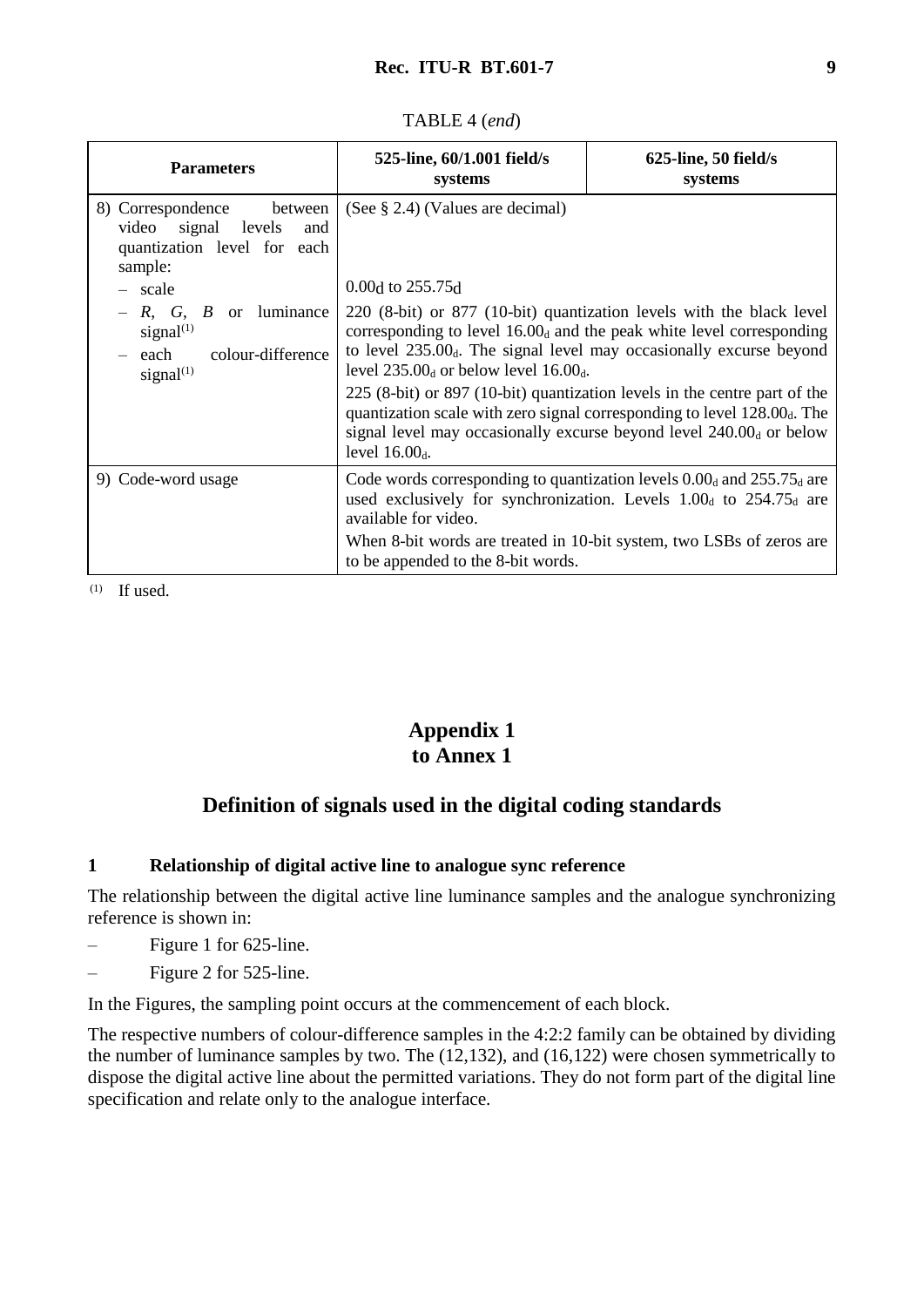TABLE 4 (*end*)

| Parameters | 525-line, 60/1.001 field/s systems | 625-line, 50 field/s systems |
|---|---|---|
| 8) Correspondence between video signal levels and quantization level for each sample: | (See § 2.4) (Values are decimal) | |
| – scale | $0.00_d$ to $255.75_d$ | |
| – *R*, *G*, *B* or luminance signal[1] | 220 (8-bit) or 877 (10-bit) quantization levels with the black level corresponding to level $16.00_d$ and the peak white level corresponding to level $235.00_d$. The signal level may occasionally excurse beyond level $235.00_d$ or below level $16.00_d$. | |
| – each colour-difference signal[1] | 225 (8-bit) or 897 (10-bit) quantization levels in the centre part of the quantization scale with zero signal corresponding to level $128.00_d$. The signal level may occasionally excurse beyond level $240.00_d$ or below level $16.00_d$. | |
| 9) Code-word usage | Code words corresponding to quantization levels $0.00_d$ and $255.75_d$ are used exclusively for synchronization. Levels $1.00_d$ to $254.75_d$ are available for video. When 8-bit words are treated in 10-bit system, two LSBs of zeros are to be appended to the 8-bit words. | |

[1] If used.

# Appendix 1 to Annex 1

## Definition of signals used in the digital coding standards

### 1 Relationship of digital active line to analogue sync reference

The relationship between the digital active line luminance samples and the analogue synchronizing reference is shown in:

– Figure 1 for 625-line.

– Figure 2 for 525-line.

In the Figures, the sampling point occurs at the commencement of each block.

The respective numbers of colour-difference samples in the 4:2:2 family can be obtained by dividing the number of luminance samples by two. The (12,132), and (16,122) were chosen symmetrically to dispose the digital active line about the permitted variations. They do not form part of the digital line specification and relate only to the analogue interface.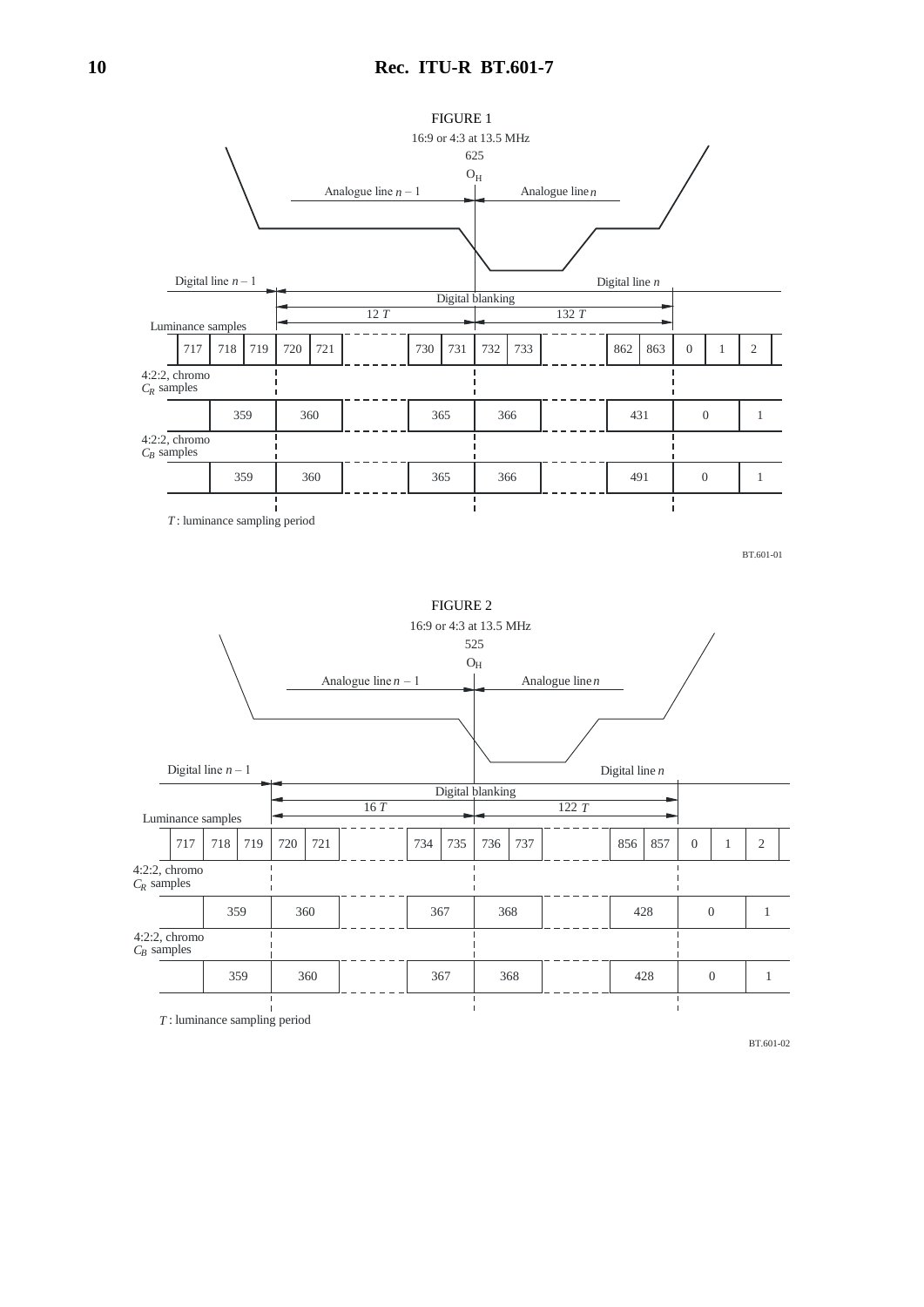FIGURE 1

16:9 or 4:3 at 13.5 MHz

625

$O_H$

Analogue line $n$ – 1 | Analogue line $n$

Digital line $n$ – 1 | Digital line $n$

Digital blanking

12 $T$ | 132 $T$

Luminance samples

| 717 | 718 | 719 | 720 | 721 | | 730 | 731 | 732 | 733 | | 862 | 863 | 0 | 1 | 2 |
|---|---|---|---|---|---|---|---|---|---|---|---|---|---|---|---|

4:2:2, chromo $C_R$ samples

| 359 | 360 | | 365 | 366 | | 431 | 0 | 1 |
|---|---|---|---|---|---|---|---|---|

4:2:2, chromo $C_B$ samples

| 359 | 360 | | 365 | 366 | | 491 | 0 | 1 |
|---|---|---|---|---|---|---|---|---|

$T$ : luminance sampling period

BT.601-01

FIGURE 2

16:9 or 4:3 at 13.5 MHz

525

$O_H$

Analogue line $n$ – 1 | Analogue line $n$

Digital line $n$ – 1 | Digital line $n$

Digital blanking

16 $T$ | 122 $T$

Luminance samples

| 717 | 718 | 719 | 720 | 721 | | 734 | 735 | 736 | 737 | | 856 | 857 | 0 | 1 | 2 |
|---|---|---|---|---|---|---|---|---|---|---|---|---|---|---|---|

4:2:2, chromo $C_R$ samples

| 359 | 360 | | 367 | 368 | | 428 | 0 | 1 |
|---|---|---|---|---|---|---|---|---|

4:2:2, chromo $C_B$ samples

| 359 | 360 | | 367 | 368 | | 428 | 0 | 1 |
|---|---|---|---|---|---|---|---|---|

$T$ : luminance sampling period

BT.601-02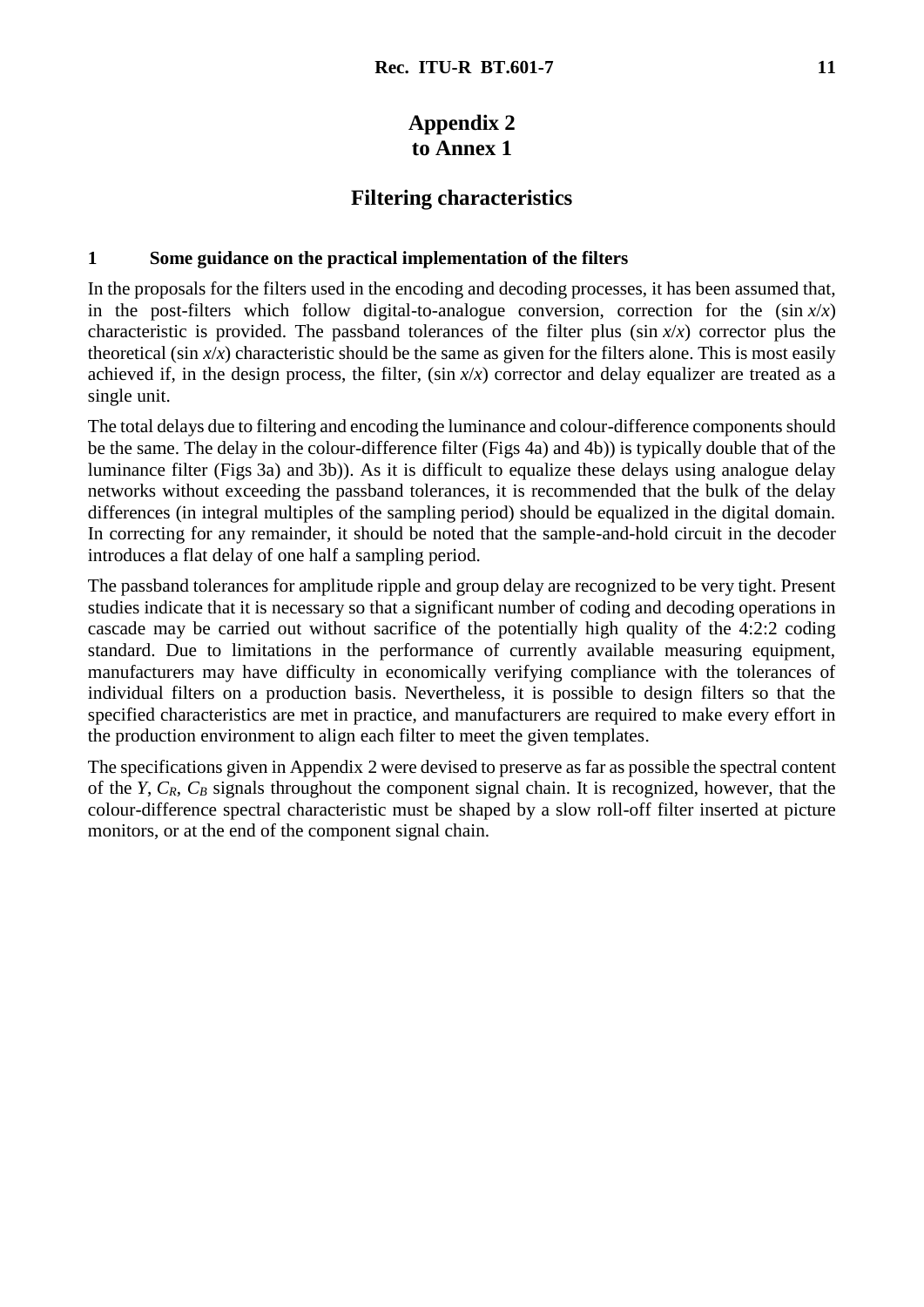# Appendix 2
# to Annex 1

## Filtering characteristics

### 1 Some guidance on the practical implementation of the filters

In the proposals for the filters used in the encoding and decoding processes, it has been assumed that, in the post-filters which follow digital-to-analogue conversion, correction for the $(\sin x/x)$ characteristic is provided. The passband tolerances of the filter plus $(\sin x/x)$ corrector plus the theoretical $(\sin x/x)$ characteristic should be the same as given for the filters alone. This is most easily achieved if, in the design process, the filter, $(\sin x/x)$ corrector and delay equalizer are treated as a single unit.

The total delays due to filtering and encoding the luminance and colour-difference components should be the same. The delay in the colour-difference filter (Figs 4a) and 4b)) is typically double that of the luminance filter (Figs 3a) and 3b)). As it is difficult to equalize these delays using analogue delay networks without exceeding the passband tolerances, it is recommended that the bulk of the delay differences (in integral multiples of the sampling period) should be equalized in the digital domain. In correcting for any remainder, it should be noted that the sample-and-hold circuit in the decoder introduces a flat delay of one half a sampling period.

The passband tolerances for amplitude ripple and group delay are recognized to be very tight. Present studies indicate that it is necessary so that a significant number of coding and decoding operations in cascade may be carried out without sacrifice of the potentially high quality of the 4:2:2 coding standard. Due to limitations in the performance of currently available measuring equipment, manufacturers may have difficulty in economically verifying compliance with the tolerances of individual filters on a production basis. Nevertheless, it is possible to design filters so that the specified characteristics are met in practice, and manufacturers are required to make every effort in the production environment to align each filter to meet the given templates.

The specifications given in Appendix 2 were devised to preserve as far as possible the spectral content of the $Y$, $C_R$, $C_B$ signals throughout the component signal chain. It is recognized, however, that the colour-difference spectral characteristic must be shaped by a slow roll-off filter inserted at picture monitors, or at the end of the component signal chain.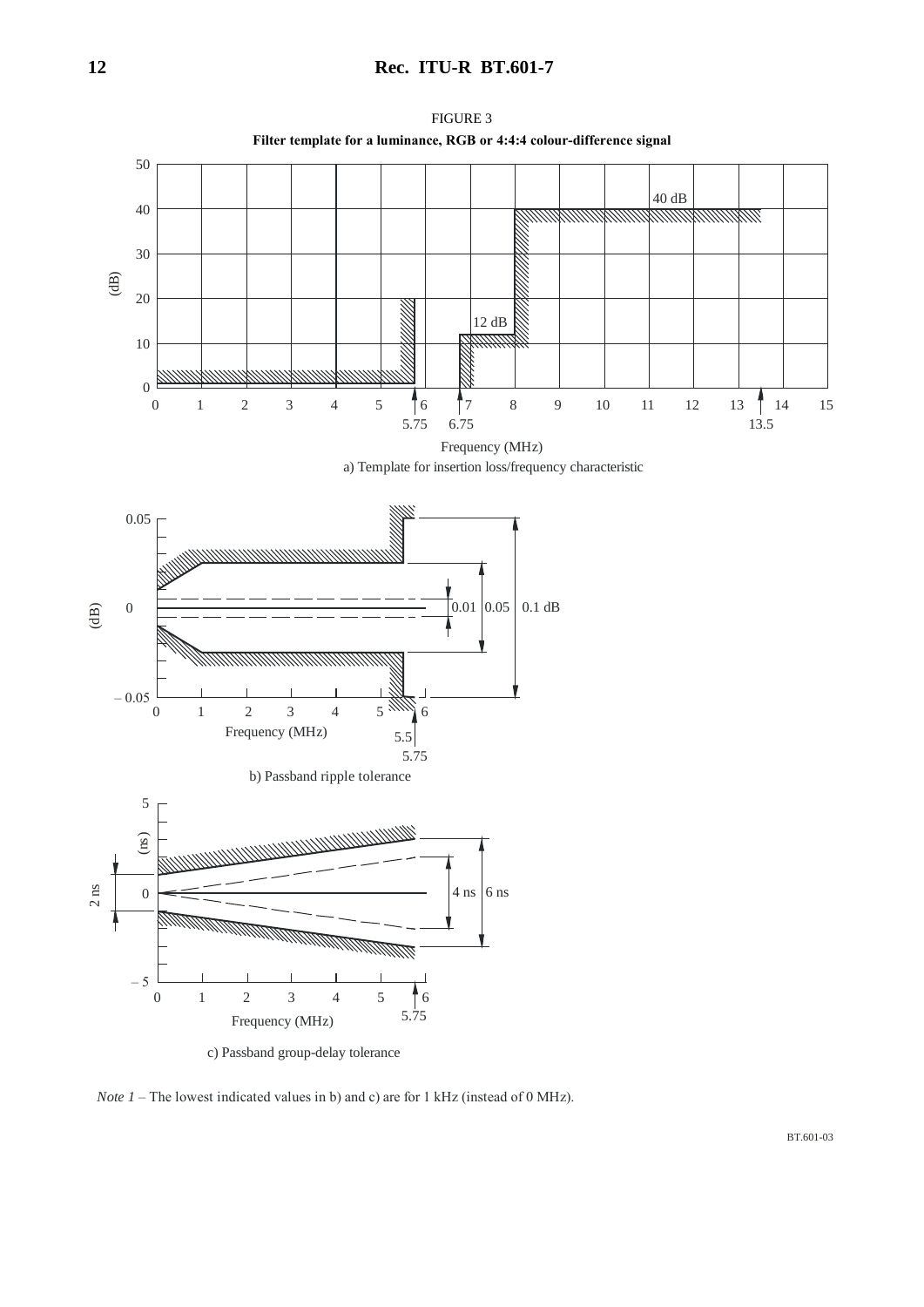FIGURE 3

**Filter template for a luminance, RGB or 4:4:4 colour-difference signal**

a) Template for insertion loss/frequency characteristic

b) Passband ripple tolerance

c) Passband group-delay tolerance

*Note 1* – The lowest indicated values in b) and c) are for 1 kHz (instead of 0 MHz).

BT.601-03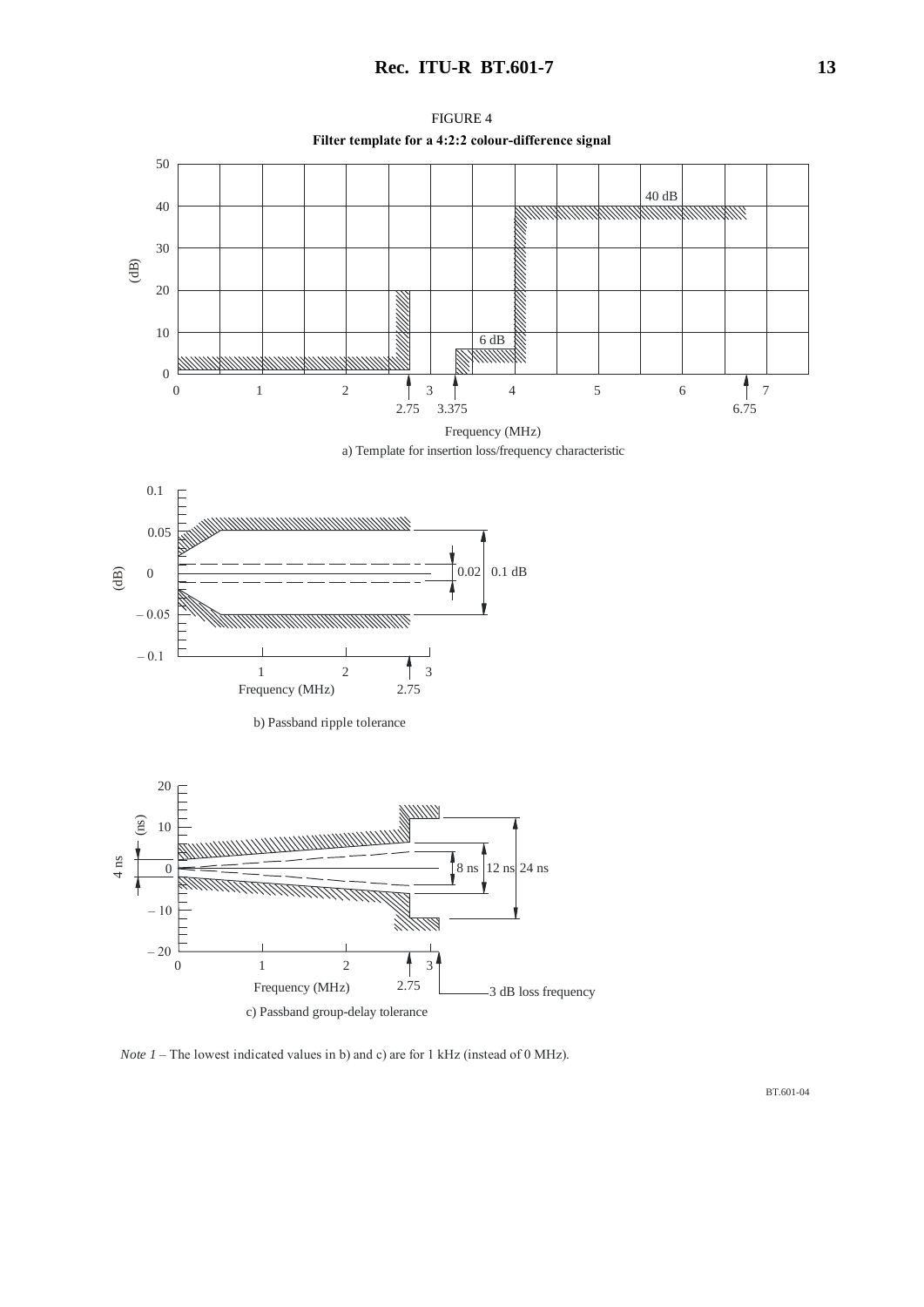FIGURE 4

**Filter template for a 4:2:2 colour-difference signal**

a) Template for insertion loss/frequency characteristic

b) Passband ripple tolerance

c) Passband group-delay tolerance

*Note 1* – The lowest indicated values in b) and c) are for 1 kHz (instead of 0 MHz).

BT.601-04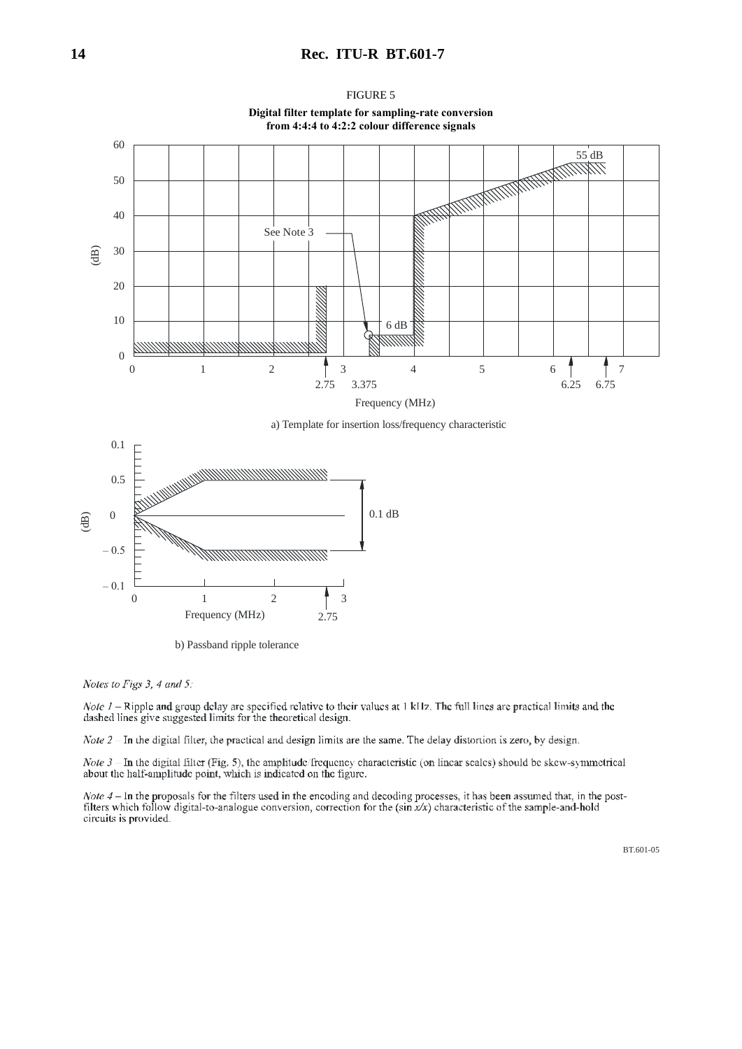FIGURE 5

**Digital filter template for sampling-rate conversion from 4:4:4 to 4:2:2 colour difference signals**

a) Template for insertion loss/frequency characteristic

b) Passband ripple tolerance

*Notes to Figs 3, 4 and 5:*

*Note 1* – Ripple and group delay are specified relative to their values at 1 kHz. The full lines are practical limits and the dashed lines give suggested limits for the theoretical design.

*Note 2* – In the digital filter, the practical and design limits are the same. The delay distortion is zero, by design.

*Note 3* – In the digital filter (Fig. 5), the amplitude/frequency characteristic (on linear scales) should be skew-symmetrical about the half-amplitude point, which is indicated on the figure.

*Note 4* – In the proposals for the filters used in the encoding and decoding processes, it has been assumed that, in the post-filters which follow digital-to-analogue conversion, correction for the (sin $x/x$) characteristic of the sample-and-hold circuits is provided.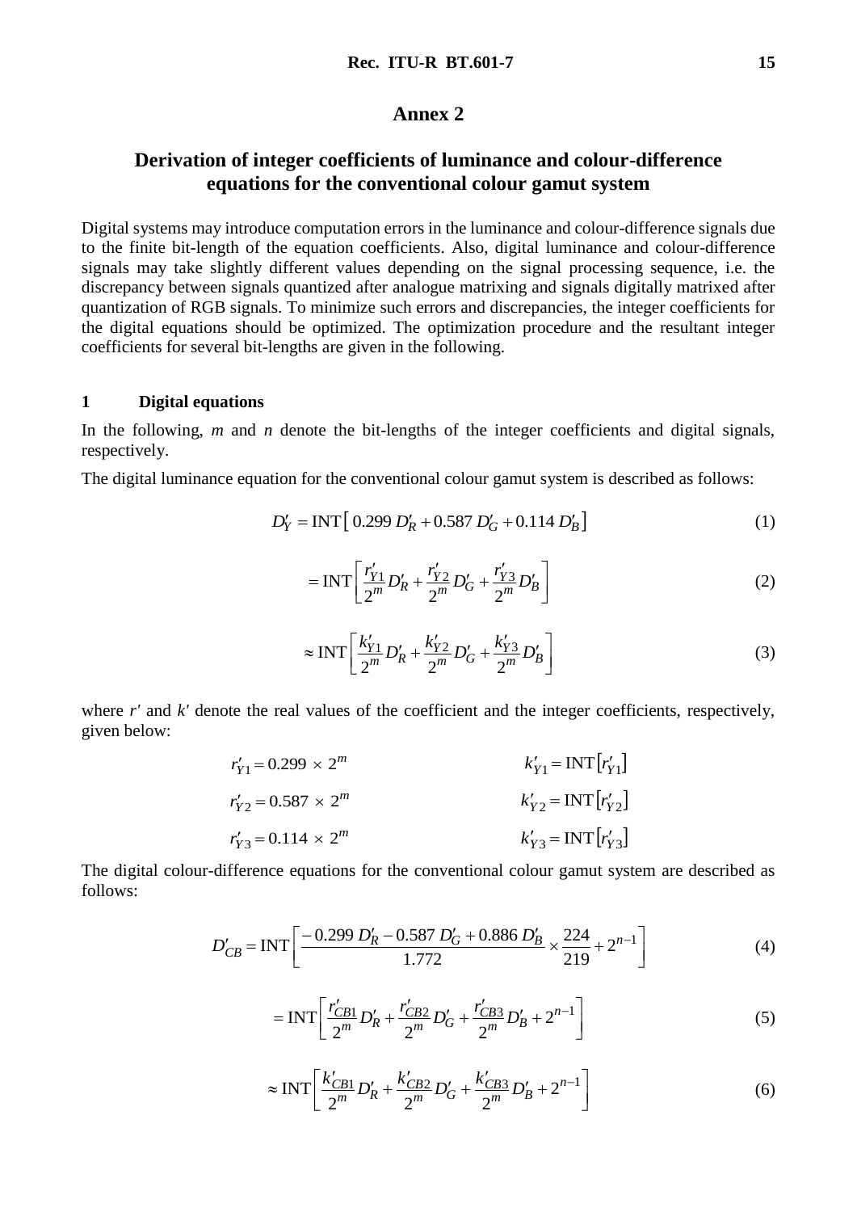# Annex 2

## Derivation of integer coefficients of luminance and colour-difference equations for the conventional colour gamut system

Digital systems may introduce computation errors in the luminance and colour-difference signals due to the finite bit-length of the equation coefficients. Also, digital luminance and colour-difference signals may take slightly different values depending on the signal processing sequence, i.e. the discrepancy between signals quantized after analogue matrixing and signals digitally matrixed after quantization of RGB signals. To minimize such errors and discrepancies, the integer coefficients for the digital equations should be optimized. The optimization procedure and the resultant integer coefficients for several bit-lengths are given in the following.

### 1 Digital equations

In the following, *m* and *n* denote the bit-lengths of the integer coefficients and digital signals, respectively.

The digital luminance equation for the conventional colour gamut system is described as follows:

$$D'_Y = \text{INT}\left[\, 0.299\, D'_R + 0.587\, D'_G + 0.114\, D'_B \right] \tag{1}$$

$$= \text{INT}\left[ \frac{r'_{Y1}}{2^m} D'_R + \frac{r'_{Y2}}{2^m} D'_G + \frac{r'_{Y3}}{2^m} D'_B \right] \tag{2}$$

$$\approx \text{INT}\left[ \frac{k'_{Y1}}{2^m} D'_R + \frac{k'_{Y2}}{2^m} D'_G + \frac{k'_{Y3}}{2^m} D'_B \right] \tag{3}$$

where $r'$ and $k'$ denote the real values of the coefficient and the integer coefficients, respectively, given below:

$$r'_{Y1} = 0.299 \times 2^m \qquad k'_{Y1} = \text{INT}\left[r'_{Y1}\right]$$

$$r'_{Y2} = 0.587 \times 2^m \qquad k'_{Y2} = \text{INT}\left[r'_{Y2}\right]$$

$$r'_{Y3} = 0.114 \times 2^m \qquad k'_{Y3} = \text{INT}\left[r'_{Y3}\right]$$

The digital colour-difference equations for the conventional colour gamut system are described as follows:

$$D'_{CB} = \text{INT}\left[ \frac{-0.299\, D'_R - 0.587\, D'_G + 0.886\, D'_B}{1.772} \times \frac{224}{219} + 2^{n-1} \right] \tag{4}$$

$$= \text{INT}\left[ \frac{r'_{CB1}}{2^m} D'_R + \frac{r'_{CB2}}{2^m} D'_G + \frac{r'_{CB3}}{2^m} D'_B + 2^{n-1} \right] \tag{5}$$

$$\approx \text{INT}\left[ \frac{k'_{CB1}}{2^m} D'_R + \frac{k'_{CB2}}{2^m} D'_G + \frac{k'_{CB3}}{2^m} D'_B + 2^{n-1} \right] \tag{6}$$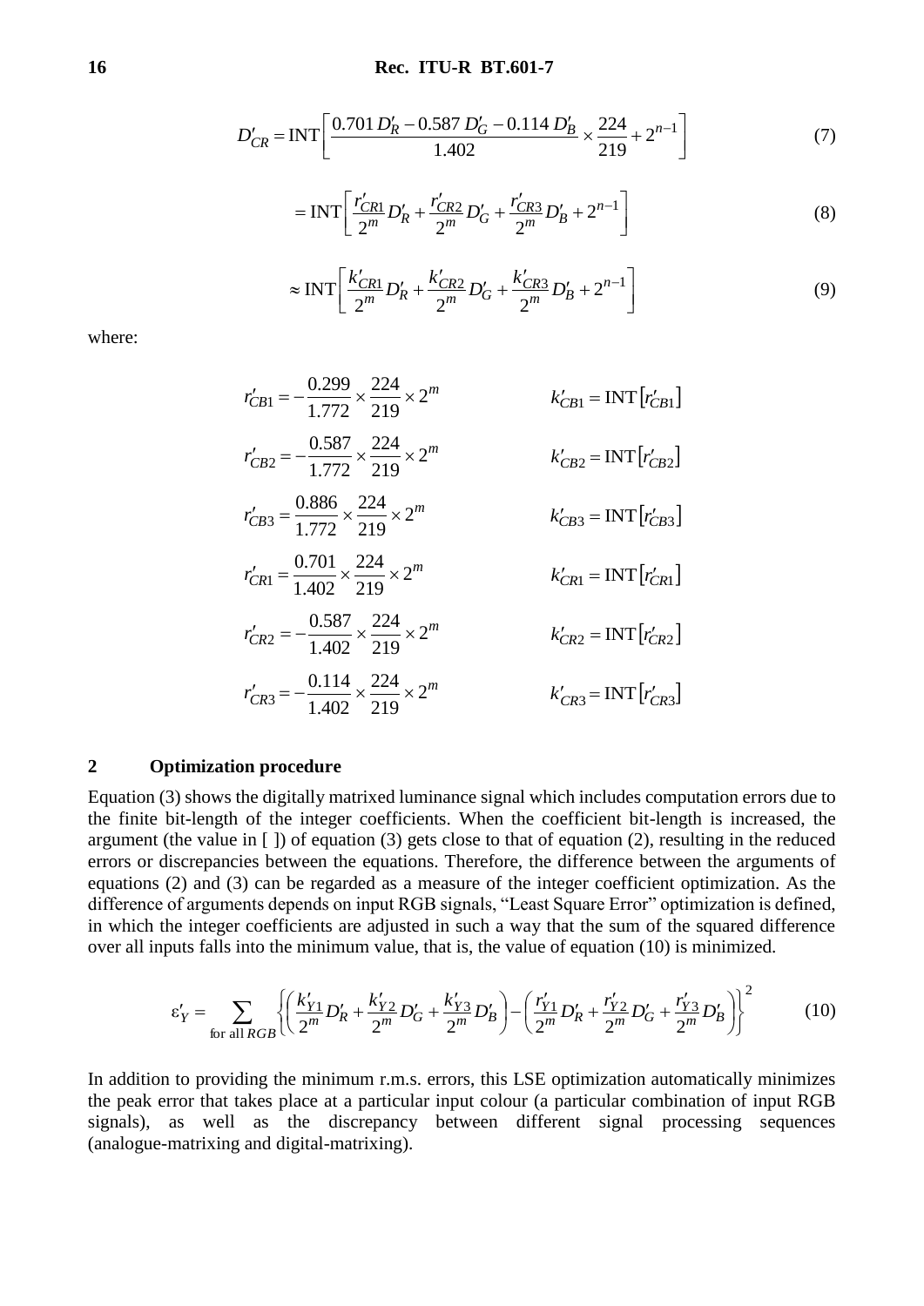$$D'_{CR} = \text{INT}\left[ \frac{0.701\, D'_R - 0.587\, D'_G - 0.114\, D'_B}{1.402} \times \frac{224}{219} + 2^{n-1} \right] \tag{7}$$

$$= \text{INT}\left[ \frac{r'_{CR1}}{2^m} D'_R + \frac{r'_{CR2}}{2^m} D'_G + \frac{r'_{CR3}}{2^m} D'_B + 2^{n-1} \right] \tag{8}$$

$$\approx \text{INT}\left[ \frac{k'_{CR1}}{2^m} D'_R + \frac{k'_{CR2}}{2^m} D'_G + \frac{k'_{CR3}}{2^m} D'_B + 2^{n-1} \right] \tag{9}$$

where:

$$r'_{CB1} = -\frac{0.299}{1.772} \times \frac{224}{219} \times 2^m \qquad k'_{CB1} = \text{INT}\left[r'_{CB1}\right]$$

$$r'_{CB2} = -\frac{0.587}{1.772} \times \frac{224}{219} \times 2^m \qquad k'_{CB2} = \text{INT}\left[r'_{CB2}\right]$$

$$r'_{CB3} = \frac{0.886}{1.772} \times \frac{224}{219} \times 2^m \qquad k'_{CB3} = \text{INT}\left[r'_{CB3}\right]$$

$$r'_{CR1} = \frac{0.701}{1.402} \times \frac{224}{219} \times 2^m \qquad k'_{CR1} = \text{INT}\left[r'_{CR1}\right]$$

$$r'_{CR2} = -\frac{0.587}{1.402} \times \frac{224}{219} \times 2^m \qquad k'_{CR2} = \text{INT}\left[r'_{CR2}\right]$$

$$r'_{CR3} = -\frac{0.114}{1.402} \times \frac{224}{219} \times 2^m \qquad k'_{CR3} = \text{INT}\left[r'_{CR3}\right]$$

## 2 Optimization procedure

Equation (3) shows the digitally matrixed luminance signal which includes computation errors due to the finite bit-length of the integer coefficients. When the coefficient bit-length is increased, the argument (the value in [ ]) of equation (3) gets close to that of equation (2), resulting in the reduced errors or discrepancies between the equations. Therefore, the difference between the arguments of equations (2) and (3) can be regarded as a measure of the integer coefficient optimization. As the difference of arguments depends on input RGB signals, "Least Square Error" optimization is defined, in which the integer coefficients are adjusted in such a way that the sum of the squared difference over all inputs falls into the minimum value, that is, the value of equation (10) is minimized.

$$\varepsilon'_Y = \sum_{\text{for all } RGB} \left\{ \left( \frac{k'_{Y1}}{2^m} D'_R + \frac{k'_{Y2}}{2^m} D'_G + \frac{k'_{Y3}}{2^m} D'_B \right) - \left( \frac{r'_{Y1}}{2^m} D'_R + \frac{r'_{Y2}}{2^m} D'_G + \frac{r'_{Y3}}{2^m} D'_B \right) \right\}^2 \tag{10}$$

In addition to providing the minimum r.m.s. errors, this LSE optimization automatically minimizes the peak error that takes place at a particular input colour (a particular combination of input RGB signals), as well as the discrepancy between different signal processing sequences (analogue-matrixing and digital-matrixing).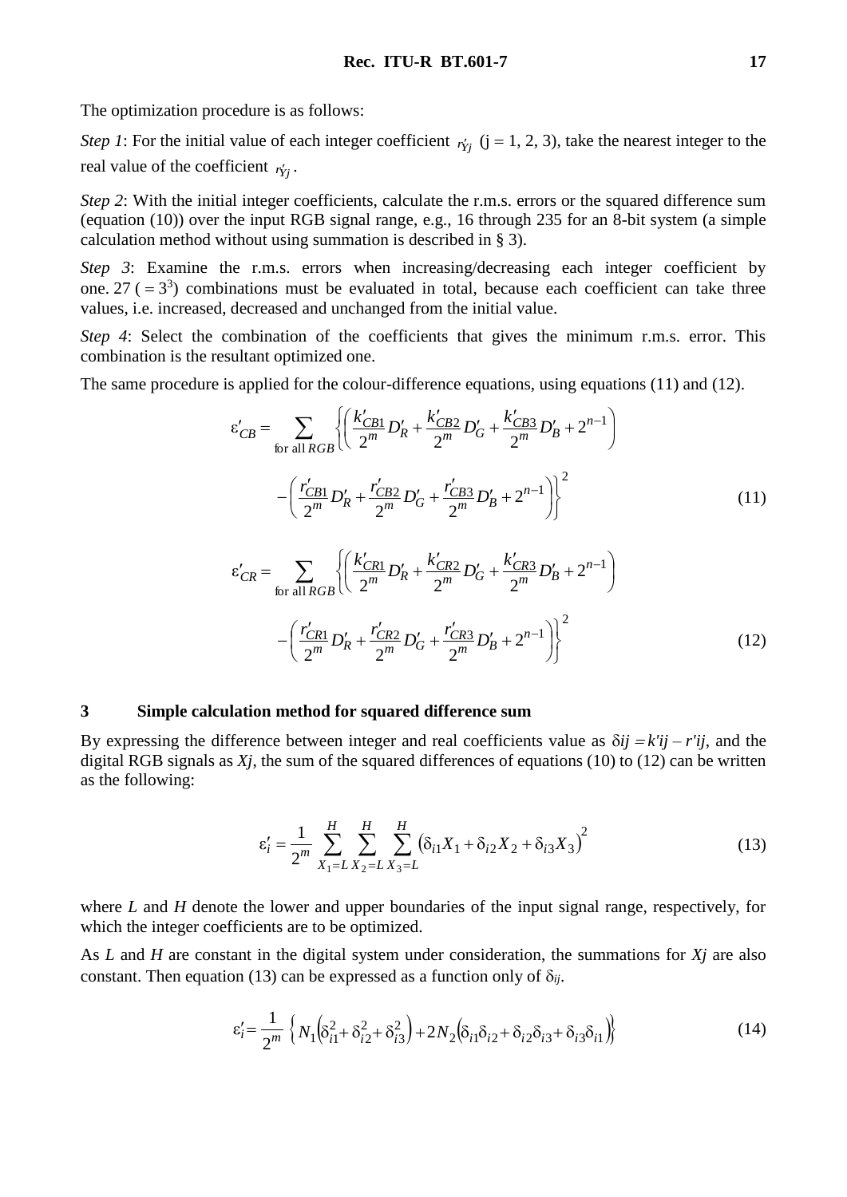The optimization procedure is as follows:

*Step 1*: For the initial value of each integer coefficient $r'_{Yj}$ (j = 1, 2, 3), take the nearest integer to the real value of the coefficient $r'_{Yj}$.

*Step 2*: With the initial integer coefficients, calculate the r.m.s. errors or the squared difference sum (equation (10)) over the input RGB signal range, e.g., 16 through 235 for an 8-bit system (a simple calculation method without using summation is described in § 3).

*Step 3*: Examine the r.m.s. errors when increasing/decreasing each integer coefficient by one. 27 ( = $3^3$) combinations must be evaluated in total, because each coefficient can take three values, i.e. increased, decreased and unchanged from the initial value.

*Step 4*: Select the combination of the coefficients that gives the minimum r.m.s. error. This combination is the resultant optimized one.

The same procedure is applied for the colour-difference equations, using equations (11) and (12).

$$\varepsilon'_{CB} = \sum_{\text{for all } RGB} \left\{ \left( \frac{k'_{CB1}}{2^m} D'_R + \frac{k'_{CB2}}{2^m} D'_G + \frac{k'_{CB3}}{2^m} D'_B + 2^{n-1} \right) - \left( \frac{r'_{CB1}}{2^m} D'_R + \frac{r'_{CB2}}{2^m} D'_G + \frac{r'_{CB3}}{2^m} D'_B + 2^{n-1} \right) \right\}^2 \tag{11}$$

$$\varepsilon'_{CR} = \sum_{\text{for all } RGB} \left\{ \left( \frac{k'_{CR1}}{2^m} D'_R + \frac{k'_{CR2}}{2^m} D'_G + \frac{k'_{CR3}}{2^m} D'_B + 2^{n-1} \right) - \left( \frac{r'_{CR1}}{2^m} D'_R + \frac{r'_{CR2}}{2^m} D'_G + \frac{r'_{CR3}}{2^m} D'_B + 2^{n-1} \right) \right\}^2 \tag{12}$$

## 3 Simple calculation method for squared difference sum

By expressing the difference between integer and real coefficients value as $\delta ij = k'ij - r'ij$, and the digital RGB signals as $Xj$, the sum of the squared differences of equations (10) to (12) can be written as the following:

$$\varepsilon'_i = \frac{1}{2^m} \sum_{X_1=L}^{H} \sum_{X_2=L}^{H} \sum_{X_3=L}^{H} \left( \delta_{i1} X_1 + \delta_{i2} X_2 + \delta_{i3} X_3 \right)^2 \tag{13}$$

where $L$ and $H$ denote the lower and upper boundaries of the input signal range, respectively, for which the integer coefficients are to be optimized.

As $L$ and $H$ are constant in the digital system under consideration, the summations for $Xj$ are also constant. Then equation (13) can be expressed as a function only of $\delta_{ij}$.

$$\varepsilon'_i = \frac{1}{2^m} \left\{ N_1 \left( \delta_{i1}^2 + \delta_{i2}^2 + \delta_{i3}^2 \right) + 2N_2 \left( \delta_{i1}\delta_{i2} + \delta_{i2}\delta_{i3} + \delta_{i3}\delta_{i1} \right) \right\} \tag{14}$$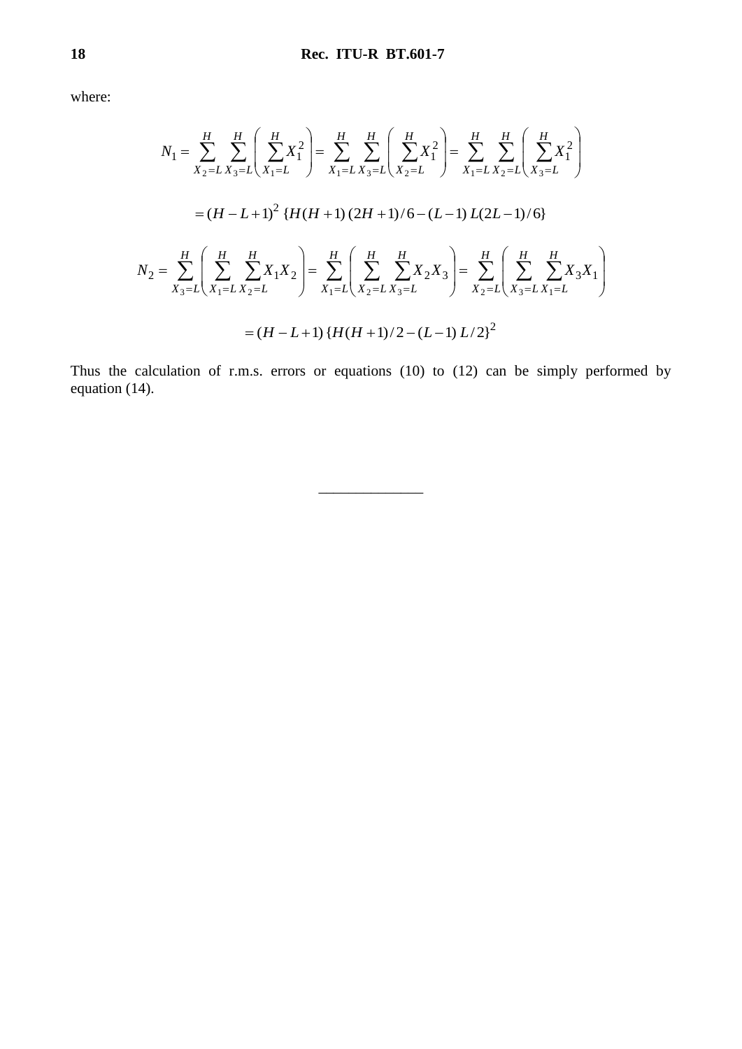where:

$$N_1 = \sum_{X_2=L}^{H} \sum_{X_3=L}^{H} \left( \sum_{X_1=L}^{H} X_1^2 \right) = \sum_{X_1=L}^{H} \sum_{X_3=L}^{H} \left( \sum_{X_2=L}^{H} X_1^2 \right) = \sum_{X_1=L}^{H} \sum_{X_2=L}^{H} \left( \sum_{X_3=L}^{H} X_1^2 \right)$$

$$= (H - L + 1)^2 \; \{H(H+1)\,(2H+1)/6 - (L-1)\,L(2L-1)/6\}$$

$$N_2 = \sum_{X_3=L}^{H} \left( \sum_{X_1=L}^{H} \sum_{X_2=L}^{H} X_1 X_2 \right) = \sum_{X_1=L}^{H} \left( \sum_{X_2=L}^{H} \sum_{X_3=L}^{H} X_2 X_3 \right) = \sum_{X_2=L}^{H} \left( \sum_{X_3=L}^{H} \sum_{X_1=L}^{H} X_3 X_1 \right)$$

$$= (H - L + 1)\,\{H(H+1)/2 - (L-1)\,L/2\}^2$$

Thus the calculation of r.m.s. errors or equations (10) to (12) can be simply performed by equation (14).